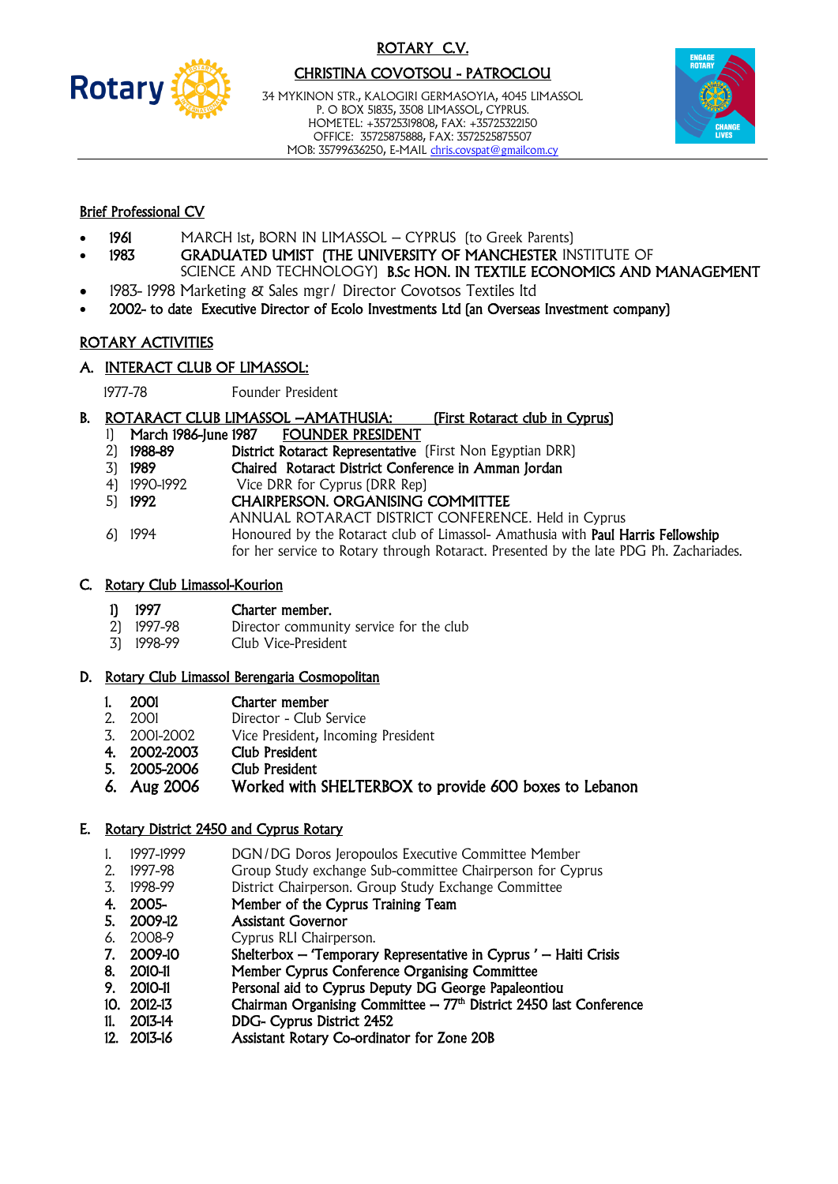# ROTARY C.V.

## CHRISTINA COVOTSOU - PATROCLOU

34 MYKINON STR., KALOGIRI GERMASOYIA, 4045 LIMASSOL
P. O BOX 51835, 3508 LIMASSOL, CYPRUS.
HOMETEL: +35725319808, FAX: +35725322150
OFFICE: 35725875888, FAX: 3572525875507
MOB: 35799636250, E-MAIL chris.covspat@gmailcom.cy

---

## Brief Professional CV

- **1961** MARCH Ist, BORN IN LIMASSOL – CYPRUS (to Greek Parents)
- **1983** **GRADUATED UMIST (THE UNIVERSITY OF MANCHESTER** INSTITUTE OF SCIENCE AND TECHNOLOGY) **B.Sc HON. IN TEXTILE ECONOMICS AND MANAGEMENT**
- 1983- 1998 Marketing & Sales mgr/ Director Covotsos Textiles ltd
- **2002- to date Executive Director of Ecolo Investments Ltd (an Overseas Investment company)**

## ROTARY ACTIVITIES

### A. INTERACT CLUB OF LIMASSOL:

1977-78 Founder President

### B. ROTARACT CLUB LIMASSOL –AMATHUSIA: (First Rotaract club in Cyprus)

1) **March 1986-June 1987 FOUNDER PRESIDENT**
2) **1988-89 District Rotaract Representative** (First Non Egyptian DRR)
3) **1989 Chaired Rotaract District Conference in Amman Jordan**
4) 1990-1992 Vice DRR for Cyprus (DRR Rep)
5) **1992 CHAIRPERSON. ORGANISING COMMITTEE**
   ANNUAL ROTARACT DISTRICT CONFERENCE. Held in Cyprus
6) 1994 Honoured by the Rotaract club of Limassol- Amathusia with **Paul Harris Fellowship** for her service to Rotary through Rotaract. Presented by the late PDG Ph. Zachariades.

### C. Rotary Club Limassol-Kourion

1) **1997 Charter member.**
2) 1997-98 Director community service for the club
3) 1998-99 Club Vice-President

### D. Rotary Club Limassol Berengaria Cosmopolitan

1. **2001 Charter member**
2. 2001 Director - Club Service
3. 2001-2002 Vice President, Incoming President
4. **2002-2003 Club President**
5. **2005-2006 Club President**
6. **Aug 2006 Worked with SHELTERBOX to provide 600 boxes to Lebanon**

### E. Rotary District 2450 and Cyprus Rotary

1. 1997-1999 DGN/DG Doros Jeropoulos Executive Committee Member
2. 1997-98 Group Study exchange Sub-committee Chairperson for Cyprus
3. 1998-99 District Chairperson. Group Study Exchange Committee
4. **2005- Member of the Cyprus Training Team**
5. **2009-12 Assistant Governor**
6. 2008-9 Cyprus RLI Chairperson.
7. **2009-10 Shelterbox – 'Temporary Representative in Cyprus ' – Haiti Crisis**
8. **2010-11 Member Cyprus Conference Organising Committee**
9. **2010-11 Personal aid to Cyprus Deputy DG George Papaleontiou**
10. **2012-13 Chairman Organising Committee – 77th District 2450 last Conference**
11. **2013-14 DDG- Cyprus District 2452**
12. **2013-16 Assistant Rotary Co-ordinator for Zone 20B**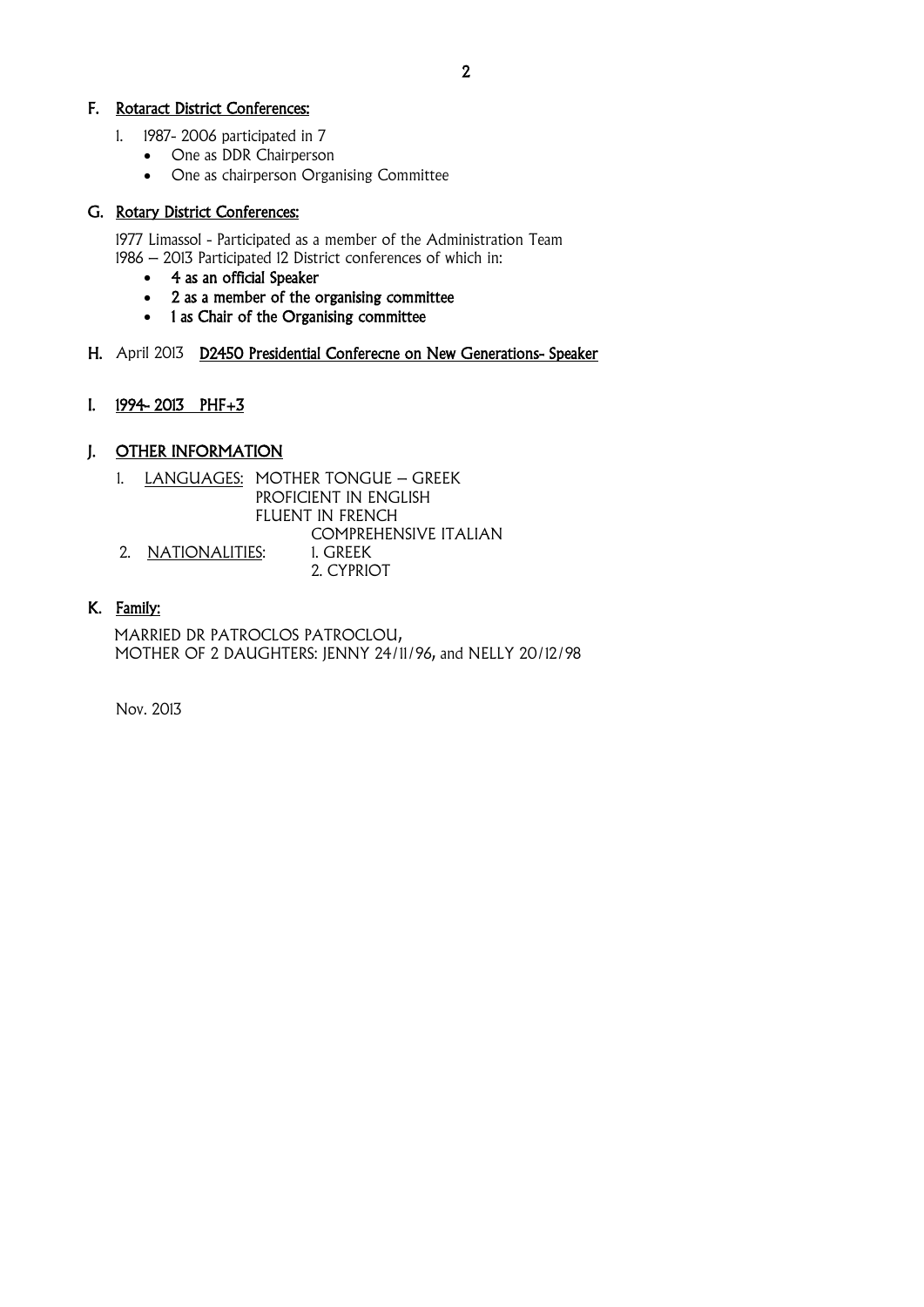## F. Rotaract District Conferences:

1. 1987- 2006 participated in 7
   - One as DDR Chairperson
   - One as chairperson Organising Committee

## G. Rotary District Conferences:

1977 Limassol - Participated as a member of the Administration Team
1986 – 2013 Participated 12 District conferences of which in:

- **4 as an official Speaker**
- **2 as a member of the organising committee**
- **1 as Chair of the Organising committee**

## H. April 2013 D2450 Presidential Conferecne on New Generations- Speaker

## I. 1994- 2013 PHF+3

## J. OTHER INFORMATION

1. LANGUAGES: MOTHER TONGUE – GREEK
   PROFICIENT IN ENGLISH
   FLUENT IN FRENCH
   COMPREHENSIVE ITALIAN
2. NATIONALITIES: 1. GREEK
   2. CYPRIOT

## K. Family:

MARRIED DR PATROCLOS PATROCLOU,
MOTHER OF 2 DAUGHTERS: JENNY 24/11/96, and NELLY 20/12/98

Nov. 2013